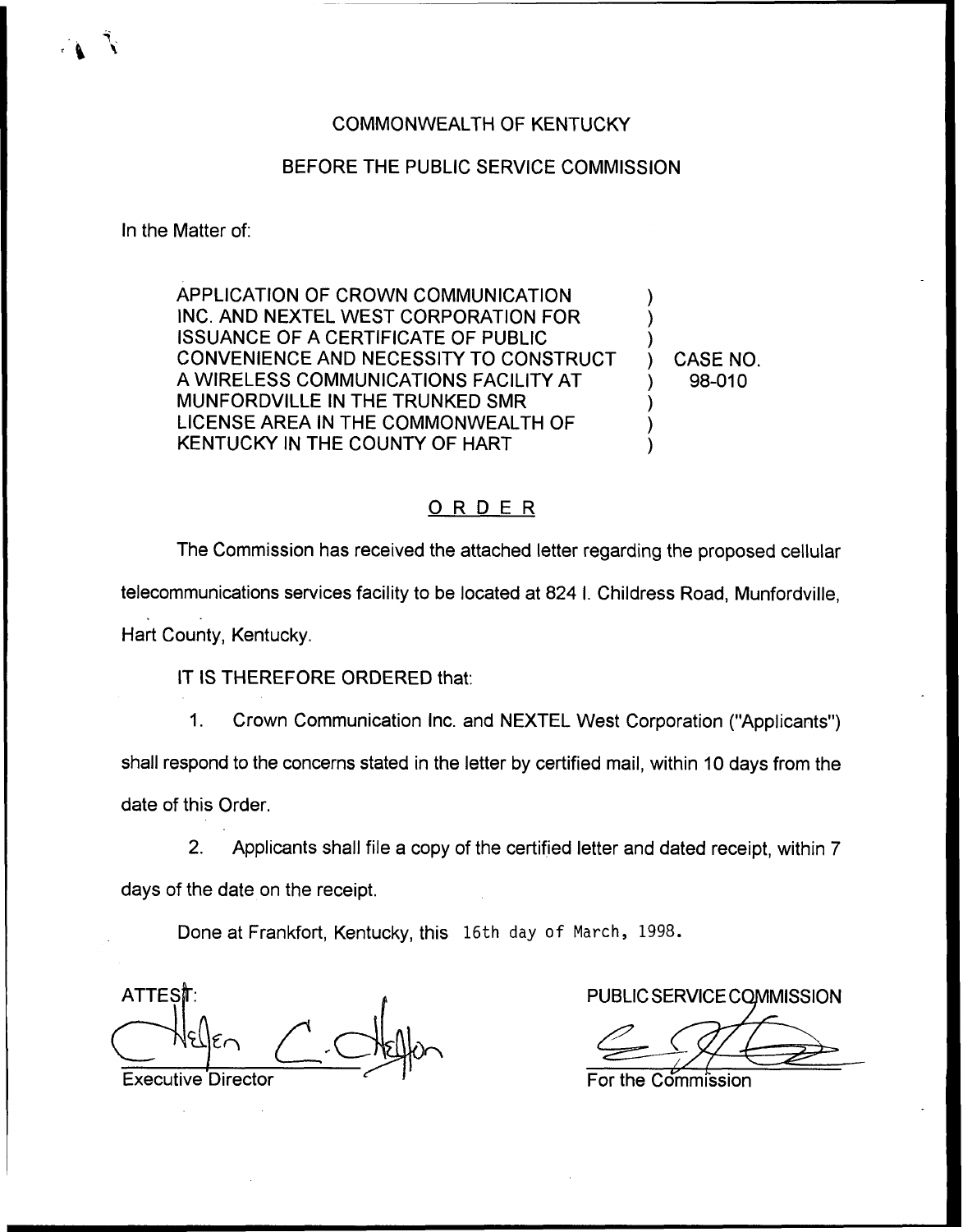COMMONWEALTH OF KENTUCKY

BEFORE THE PUBLIC SERVICE COMMISSION

In the Matter of:

APPLICATION OF CROWN COMMUNICATION INC. AND NEXTEL WEST CORPORATION FOR ISSUANCE OF A CERTIFICATE OF PUBLIC CONVENIENCE AND NECESSITY TO CONSTRUCT A WIRELESS COMMUNICATIONS FACILITY AT MUNFORDVILLE IN THE TRUNKED SMR LICENSE AREA IN THE COMMONWEALTH OF KENTUCKY IN THE COUNTY OF HART ) CASE NO. 98-010

## ORDER

The Commission has received the attached letter regarding the proposed cellular telecommunications services facility to be located at 824 I. Childress Road, Munfordville, Hart County, Kentucky.

IT IS THEREFORE ORDERED that:

1. Crown Communication Inc. and NEXTEL West Corporation ("Applicants") shall respond to the concerns stated in the letter by certified mail, within 10 days from the date of this Order.

2. Applicants shall file a copy of the certified letter and dated receipt, within 7 days of the date on the receipt.

Done at Frankfort, Kentucky, this 16th day of March, 1998.

ATTEST:

Executive Director

PUBLIC SERVICE COMMISSION

For the Commission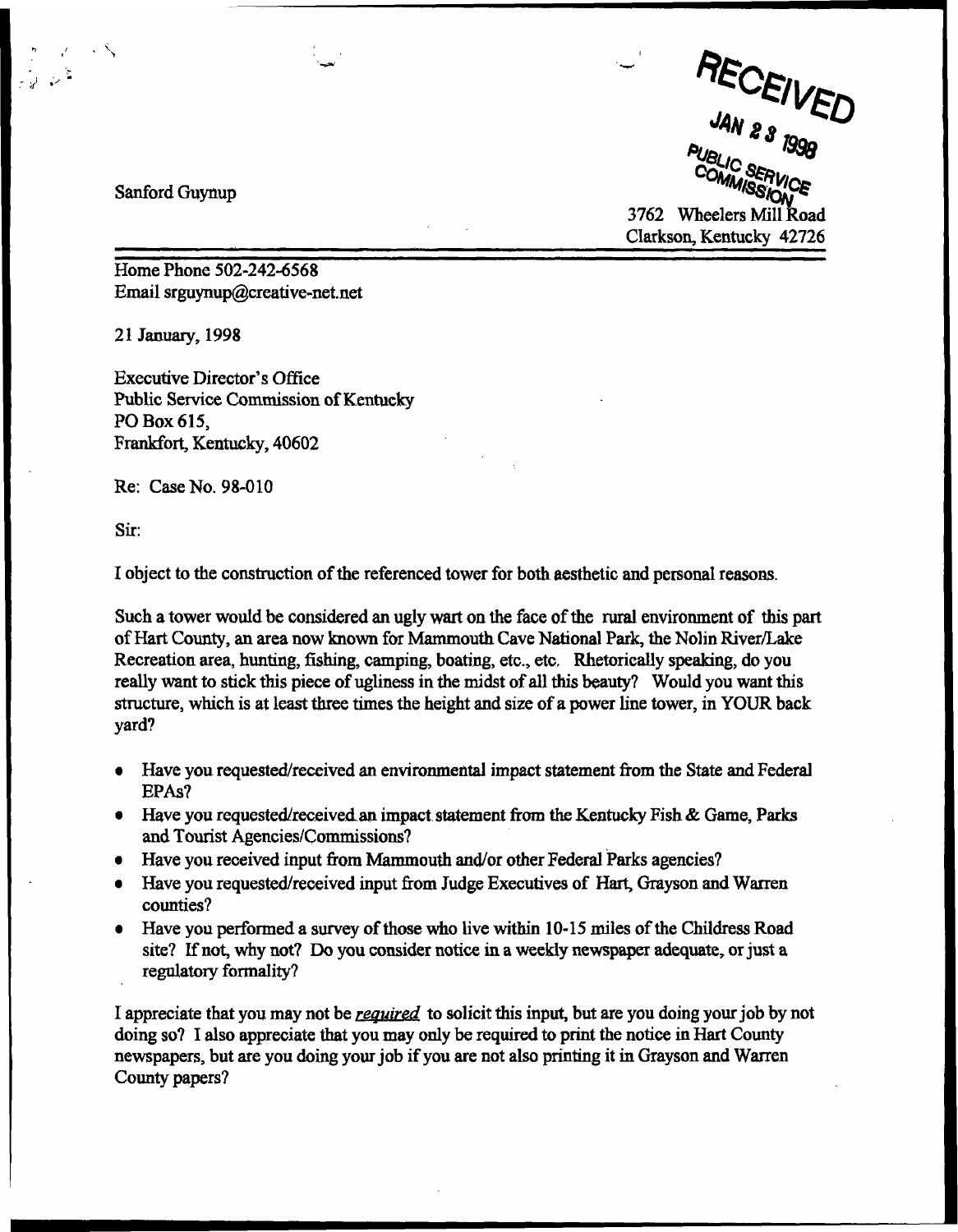Sanford Guynup

RECEIVED
JAN 23 1998
PUBLIC SERVICE COMMISSION

3762 Wheelers Mill Road
Clarkson, Kentucky 42726

---

Home Phone 502-242-6568
Email srguynup@creative-net.net

21 January, 1998

Executive Director's Office
Public Service Commission of Kentucky
PO Box 615,
Frankfort, Kentucky, 40602

Re: Case No. 98-010

Sir:

I object to the construction of the referenced tower for both aesthetic and personal reasons.

Such a tower would be considered an ugly wart on the face of the rural environment of this part of Hart County, an area now known for Mammouth Cave National Park, the Nolin River/Lake Recreation area, hunting, fishing, camping, boating, etc., etc. Rhetorically speaking, do you really want to stick this piece of ugliness in the midst of all this beauty? Would you want this structure, which is at least three times the height and size of a power line tower, in YOUR back yard?

- Have you requested/received an environmental impact statement from the State and Federal EPAs?
- Have you requested/received an impact statement from the Kentucky Fish & Game, Parks and Tourist Agencies/Commissions?
- Have you received input from Mammouth and/or other Federal Parks agencies?
- Have you requested/received input from Judge Executives of Hart, Grayson and Warren counties?
- Have you performed a survey of those who live within 10-15 miles of the Childress Road site? If not, why not? Do you consider notice in a weekly newspaper adequate, or just a regulatory formality?

I appreciate that you may not be *required* to solicit this input, but are you doing your job by not doing so? I also appreciate that you may only be required to print the notice in Hart County newspapers, but are you doing your job if you are not also printing it in Grayson and Warren County papers?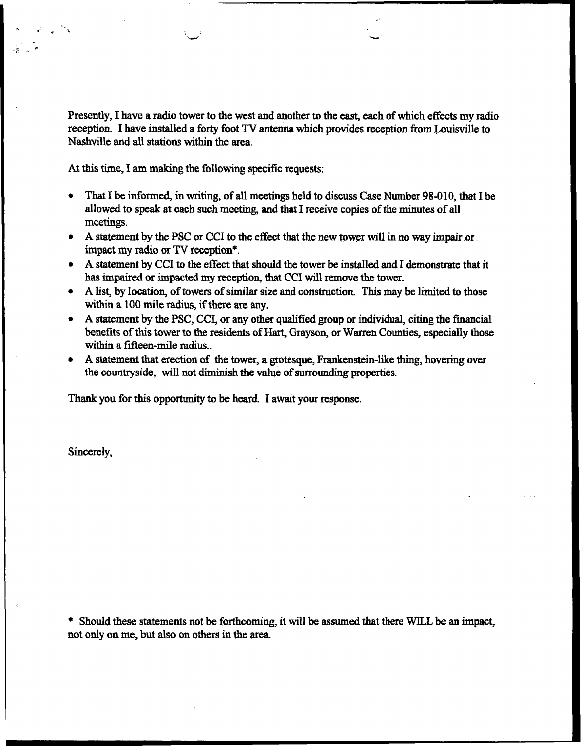Presently, I have a radio tower to the west and another to the east, each of which effects my radio reception. I have installed a forty foot TV antenna which provides reception from Louisville to Nashville and all stations within the area.

At this time, I am making the following specific requests:

- That I be informed, in writing, of all meetings held to discuss Case Number 98-010, that I be allowed to speak at each such meeting, and that I receive copies of the minutes of all meetings.
- A statement by the PSC or CCI to the effect that the new tower will in no way impair or impact my radio or TV reception*.
- A statement by CCI to the effect that should the tower be installed and I demonstrate that it has impaired or impacted my reception, that CCI will remove the tower.
- A list, by location, of towers of similar size and construction. This may be limited to those within a 100 mile radius, if there are any.
- A statement by the PSC, CCI, or any other qualified group or individual, citing the financial benefits of this tower to the residents of Hart, Grayson, or Warren Counties, especially those within a fifteen-mile radius..
- A statement that erection of the tower, a grotesque, Frankenstein-like thing, hovering over the countryside, will not diminish the value of surrounding properties.

Thank you for this opportunity to be heard. I await your response.

Sincerely,

\* Should these statements not be forthcoming, it will be assumed that there WILL be an impact, not only on me, but also on others in the area.